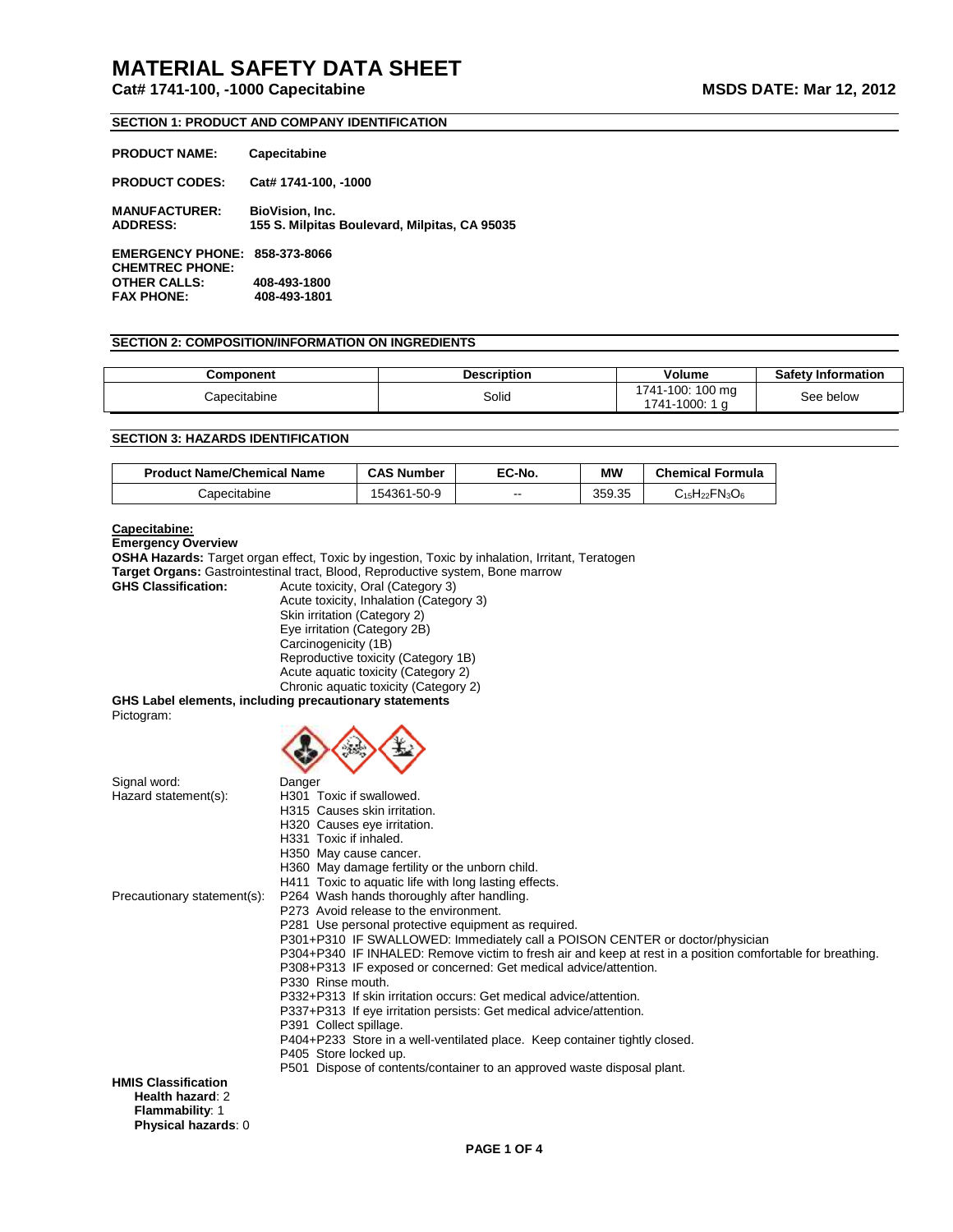# MATERIAL SAFETY DATA SHEET

**Cat# 1741-100, -1000 Capecitabine** **MSDS DATE: Mar 12, 2012**

## SECTION 1: PRODUCT AND COMPANY IDENTIFICATION

**PRODUCT NAME:** **Capecitabine**

**PRODUCT CODES:** **Cat# 1741-100, -1000**

**MANUFACTURER:** **BioVision, Inc.**
**ADDRESS:** **155 S. Milpitas Boulevard, Milpitas, CA 95035**

**EMERGENCY PHONE:** **858-373-8066**
**CHEMTREC PHONE:**
**OTHER CALLS:** **408-493-1800**
**FAX PHONE:** **408-493-1801**

## SECTION 2: COMPOSITION/INFORMATION ON INGREDIENTS

| Component | Description | Volume | Safety Information |
|---|---|---|---|
| Capecitabine | Solid | 1741-100: 100 mg<br>1741-1000: 1 g | See below |

## SECTION 3: HAZARDS IDENTIFICATION

| Product Name/Chemical Name | CAS Number | EC-No. | MW | Chemical Formula |
|---|---|---|---|---|
| Capecitabine | 154361-50-9 | -- | 359.35 | $C_{15}H_{22}FN_3O_6$ |

**Capecitabine:**

**Emergency Overview**

**OSHA Hazards:** Target organ effect, Toxic by ingestion, Toxic by inhalation, Irritant, Teratogen

**Target Organs:** Gastrointestinal tract, Blood, Reproductive system, Bone marrow

**GHS Classification:**
- Acute toxicity, Oral (Category 3)
- Acute toxicity, Inhalation (Category 3)
- Skin irritation (Category 2)
- Eye irritation (Category 2B)
- Carcinogenicity (1B)
- Reproductive toxicity (Category 1B)
- Acute aquatic toxicity (Category 2)
- Chronic aquatic toxicity (Category 2)

**GHS Label elements, including precautionary statements**

Pictogram:

Signal word: Danger

Hazard statement(s):
- H301 Toxic if swallowed.
- H315 Causes skin irritation.
- H320 Causes eye irritation.
- H331 Toxic if inhaled.
- H350 May cause cancer.
- H360 May damage fertility or the unborn child.
- H411 Toxic to aquatic life with long lasting effects.

Precautionary statement(s):
- P264 Wash hands thoroughly after handling.
- P273 Avoid release to the environment.
- P281 Use personal protective equipment as required.
- P301+P310 IF SWALLOWED: Immediately call a POISON CENTER or doctor/physician
- P304+P340 IF INHALED: Remove victim to fresh air and keep at rest in a position comfortable for breathing.
- P308+P313 IF exposed or concerned: Get medical advice/attention.
- P330 Rinse mouth.
- P332+P313 If skin irritation occurs: Get medical advice/attention.
- P337+P313 If eye irritation persists: Get medical advice/attention.
- P391 Collect spillage.
- P404+P233 Store in a well-ventilated place. Keep container tightly closed.
- P405 Store locked up.
- P501 Dispose of contents/container to an approved waste disposal plant.

**HMIS Classification**
- **Health hazard**: 2
- **Flammability**: 1
- **Physical hazards**: 0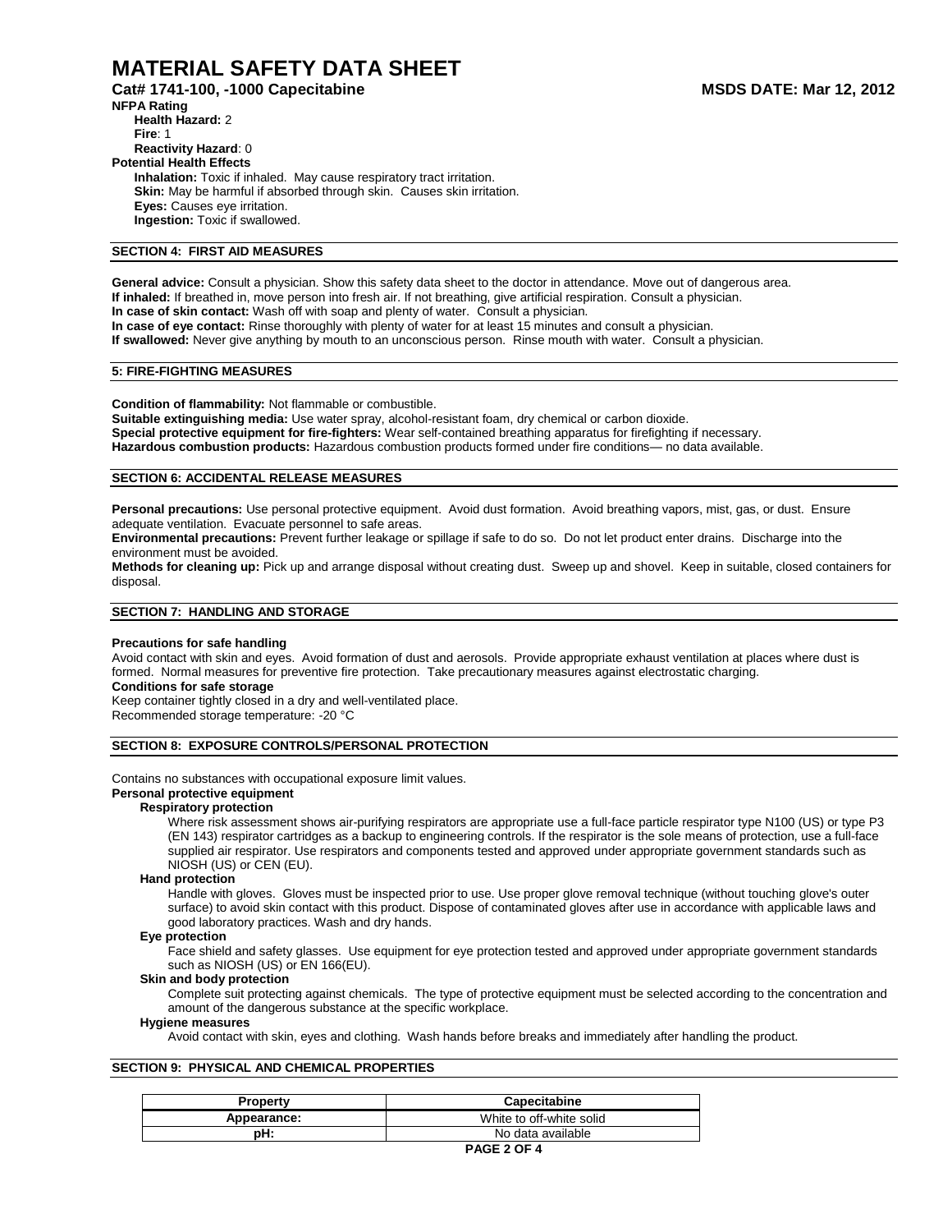# MATERIAL SAFETY DATA SHEET

**Cat# 1741-100, -1000 Capecitabine** **MSDS DATE: Mar 12, 2012**

**NFPA Rating**

**Health Hazard:** 2
**Fire**: 1
**Reactivity Hazard**: 0

**Potential Health Effects**

**Inhalation:** Toxic if inhaled. May cause respiratory tract irritation.
**Skin:** May be harmful if absorbed through skin. Causes skin irritation.
**Eyes:** Causes eye irritation.
**Ingestion:** Toxic if swallowed.

## SECTION 4: FIRST AID MEASURES

**General advice:** Consult a physician. Show this safety data sheet to the doctor in attendance. Move out of dangerous area.
**If inhaled:** If breathed in, move person into fresh air. If not breathing, give artificial respiration. Consult a physician.
**In case of skin contact:** Wash off with soap and plenty of water. Consult a physician.
**In case of eye contact:** Rinse thoroughly with plenty of water for at least 15 minutes and consult a physician.
**If swallowed:** Never give anything by mouth to an unconscious person. Rinse mouth with water. Consult a physician.

## 5: FIRE-FIGHTING MEASURES

**Condition of flammability:** Not flammable or combustible.
**Suitable extinguishing media:** Use water spray, alcohol-resistant foam, dry chemical or carbon dioxide.
**Special protective equipment for fire-fighters:** Wear self-contained breathing apparatus for firefighting if necessary.
**Hazardous combustion products:** Hazardous combustion products formed under fire conditions— no data available.

## SECTION 6: ACCIDENTAL RELEASE MEASURES

**Personal precautions:** Use personal protective equipment. Avoid dust formation. Avoid breathing vapors, mist, gas, or dust. Ensure adequate ventilation. Evacuate personnel to safe areas.
**Environmental precautions:** Prevent further leakage or spillage if safe to do so. Do not let product enter drains. Discharge into the environment must be avoided.
**Methods for cleaning up:** Pick up and arrange disposal without creating dust. Sweep up and shovel. Keep in suitable, closed containers for disposal.

## SECTION 7: HANDLING AND STORAGE

**Precautions for safe handling**

Avoid contact with skin and eyes. Avoid formation of dust and aerosols. Provide appropriate exhaust ventilation at places where dust is formed. Normal measures for preventive fire protection. Take precautionary measures against electrostatic charging.

**Conditions for safe storage**

Keep container tightly closed in a dry and well-ventilated place.
Recommended storage temperature: -20 °C

## SECTION 8: EXPOSURE CONTROLS/PERSONAL PROTECTION

Contains no substances with occupational exposure limit values.

**Personal protective equipment**

**Respiratory protection**

Where risk assessment shows air-purifying respirators are appropriate use a full-face particle respirator type N100 (US) or type P3 (EN 143) respirator cartridges as a backup to engineering controls. If the respirator is the sole means of protection, use a full-face supplied air respirator. Use respirators and components tested and approved under appropriate government standards such as NIOSH (US) or CEN (EU).

**Hand protection**

Handle with gloves. Gloves must be inspected prior to use. Use proper glove removal technique (without touching glove's outer surface) to avoid skin contact with this product. Dispose of contaminated gloves after use in accordance with applicable laws and good laboratory practices. Wash and dry hands.

**Eye protection**

Face shield and safety glasses. Use equipment for eye protection tested and approved under appropriate government standards such as NIOSH (US) or EN 166(EU).

**Skin and body protection**

Complete suit protecting against chemicals. The type of protective equipment must be selected according to the concentration and amount of the dangerous substance at the specific workplace.

**Hygiene measures**

Avoid contact with skin, eyes and clothing. Wash hands before breaks and immediately after handling the product.

## SECTION 9: PHYSICAL AND CHEMICAL PROPERTIES

| Property | Capecitabine |
|---|---|
| Appearance: | White to off-white solid |
| pH: | No data available |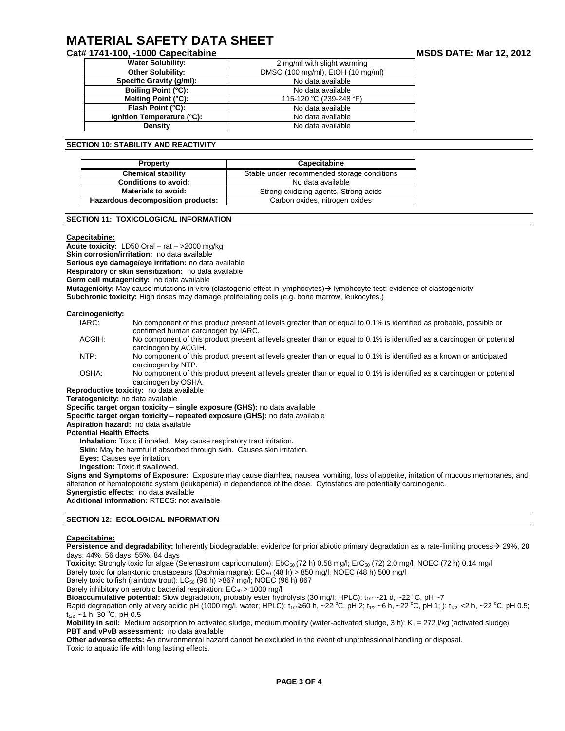# MATERIAL SAFETY DATA SHEET

**Cat# 1741-100, -1000 Capecitabine** **MSDS DATE: Mar 12, 2012**

| | |
|---|---|
| **Water Solubility:** | 2 mg/ml with slight warming |
| **Other Solubility:** | DMSO (100 mg/ml), EtOH (10 mg/ml) |
| **Specific Gravity (g/ml):** | No data available |
| **Boiling Point (°C):** | No data available |
| **Melting Point (°C):** | 115-120 °C (239-248 °F) |
| **Flash Point (°C):** | No data available |
| **Ignition Temperature (°C):** | No data available |
| **Density** | No data available |

## SECTION 10: STABILITY AND REACTIVITY

| Property | Capecitabine |
|---|---|
| **Chemical stability** | Stable under recommended storage conditions |
| **Conditions to avoid:** | No data available |
| **Materials to avoid:** | Strong oxidizing agents, Strong acids |
| **Hazardous decomposition products:** | Carbon oxides, nitrogen oxides |

## SECTION 11: TOXICOLOGICAL INFORMATION

**Capecitabine:**

**Acute toxicity:** LD50 Oral – rat – >2000 mg/kg
**Skin corrosion/irritation:** no data available
**Serious eye damage/eye irritation:** no data available
**Respiratory or skin sensitization:** no data available
**Germ cell mutagenicity:** no data available
**Mutagenicity:** May cause mutations in vitro (clastogenic effect in lymphocytes)→ lymphocyte test: evidence of clastogenicity
**Subchronic toxicity:** High doses may damage proliferating cells (e.g. bone marrow, leukocytes.)

**Carcinogenicity:**

- IARC: No component of this product present at levels greater than or equal to 0.1% is identified as probable, possible or confirmed human carcinogen by IARC.
- ACGIH: No component of this product present at levels greater than or equal to 0.1% is identified as a carcinogen or potential carcinogen by ACGIH.
- NTP: No component of this product present at levels greater than or equal to 0.1% is identified as a known or anticipated carcinogen by NTP.
- OSHA: No component of this product present at levels greater than or equal to 0.1% is identified as a carcinogen or potential carcinogen by OSHA.

**Reproductive toxicity:** no data available
**Teratogenicity:** no data available
**Specific target organ toxicity – single exposure (GHS):** no data available
**Specific target organ toxicity – repeated exposure (GHS):** no data available
**Aspiration hazard:** no data available
**Potential Health Effects**
**Inhalation:** Toxic if inhaled. May cause respiratory tract irritation.
**Skin:** May be harmful if absorbed through skin. Causes skin irritation.
**Eyes:** Causes eye irritation.
**Ingestion:** Toxic if swallowed.
**Signs and Symptoms of Exposure:** Exposure may cause diarrhea, nausea, vomiting, loss of appetite, irritation of mucous membranes, and alteration of hematopoietic system (leukopenia) in dependence of the dose. Cytostatics are potentially carcinogenic.
**Synergistic effects:** no data available
**Additional information:** RTECS: not available

## SECTION 12: ECOLOGICAL INFORMATION

**Capecitabine:**

**Persistence and degradability:** Inherently biodegradable: evidence for prior abiotic primary degradation as a rate-limiting process→ 29%, 28 days; 44%, 56 days; 55%, 84 days
**Toxicity:** Strongly toxic for algae (Selenastrum capricornutum): $EbC_{50}$ (72 h) 0.58 mg/l; $ErC_{50}$ (72) 2.0 mg/l; NOEC (72 h) 0.14 mg/l
Barely toxic for planktonic crustaceans (Daphnia magna): $EC_{50}$ (48 h) > 850 mg/l; NOEC (48 h) 500 mg/l
Barely toxic to fish (rainbow trout): $LC_{50}$ (96 h) >867 mg/l; NOEC (96 h) 867
Barely inhibitory on aerobic bacterial respiration: $EC_{50}$ > 1000 mg/l
**Bioaccumulative potential:** Slow degradation, probably ester hydrolysis (30 mg/l; HPLC): $t_{1/2}$ ~21 d, ~22 °C, pH ~7
Rapid degradation only at very acidic pH (1000 mg/l, water; HPLC): $t_{1/2}$ ≥60 h, ~22 °C, pH 2; $t_{1/2}$ ~6 h, ~22 °C, pH 1; ): $t_{1/2}$ <2 h, ~22 °C, pH 0.5; $t_{1/2}$ ~1 h, 30 °C, pH 0.5
**Mobility in soil:** Medium adsorption to activated sludge, medium mobility (water-activated sludge, 3 h): $K_d$ = 272 l/kg (activated sludge)
**PBT and vPvB assessment:** no data available
**Other adverse effects:** An environmental hazard cannot be excluded in the event of unprofessional handling or disposal.
Toxic to aquatic life with long lasting effects.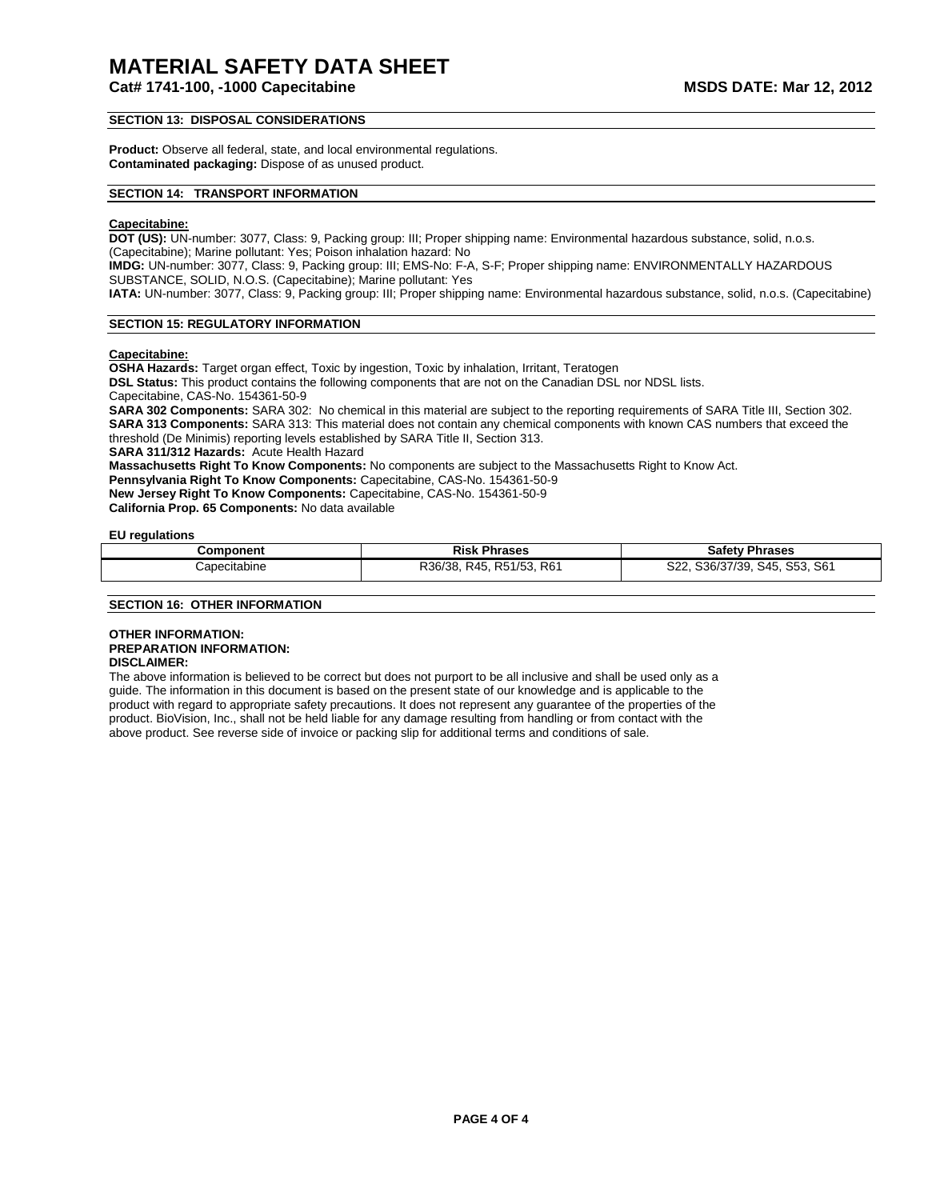## SECTION 13: DISPOSAL CONSIDERATIONS

**Product:** Observe all federal, state, and local environmental regulations.
**Contaminated packaging:** Dispose of as unused product.

## SECTION 14: TRANSPORT INFORMATION

**Capecitabine:**
**DOT (US):** UN-number: 3077, Class: 9, Packing group: III; Proper shipping name: Environmental hazardous substance, solid, n.o.s. (Capecitabine); Marine pollutant: Yes; Poison inhalation hazard: No
**IMDG:** UN-number: 3077, Class: 9, Packing group: III; EMS-No: F-A, S-F; Proper shipping name: ENVIRONMENTALLY HAZARDOUS SUBSTANCE, SOLID, N.O.S. (Capecitabine); Marine pollutant: Yes
**IATA:** UN-number: 3077, Class: 9, Packing group: III; Proper shipping name: Environmental hazardous substance, solid, n.o.s. (Capecitabine)

## SECTION 15: REGULATORY INFORMATION

**Capecitabine:**
**OSHA Hazards:** Target organ effect, Toxic by ingestion, Toxic by inhalation, Irritant, Teratogen
**DSL Status:** This product contains the following components that are not on the Canadian DSL nor NDSL lists.
Capecitabine, CAS-No. 154361-50-9
**SARA 302 Components:** SARA 302: No chemical in this material are subject to the reporting requirements of SARA Title III, Section 302.
**SARA 313 Components:** SARA 313: This material does not contain any chemical components with known CAS numbers that exceed the threshold (De Minimis) reporting levels established by SARA Title II, Section 313.
**SARA 311/312 Hazards:** Acute Health Hazard
**Massachusetts Right To Know Components:** No components are subject to the Massachusetts Right to Know Act.
**Pennsylvania Right To Know Components:** Capecitabine, CAS-No. 154361-50-9
**New Jersey Right To Know Components:** Capecitabine, CAS-No. 154361-50-9
**California Prop. 65 Components:** No data available

**EU regulations**

| Component | Risk Phrases | Safety Phrases |
|---|---|---|
| Capecitabine | R36/38, R45, R51/53, R61 | S22, S36/37/39, S45, S53, S61 |

## SECTION 16: OTHER INFORMATION

**OTHER INFORMATION:**
**PREPARATION INFORMATION:**
**DISCLAIMER:**
The above information is believed to be correct but does not purport to be all inclusive and shall be used only as a guide. The information in this document is based on the present state of our knowledge and is applicable to the product with regard to appropriate safety precautions. It does not represent any guarantee of the properties of the product. BioVision, Inc., shall not be held liable for any damage resulting from handling or from contact with the above product. See reverse side of invoice or packing slip for additional terms and conditions of sale.